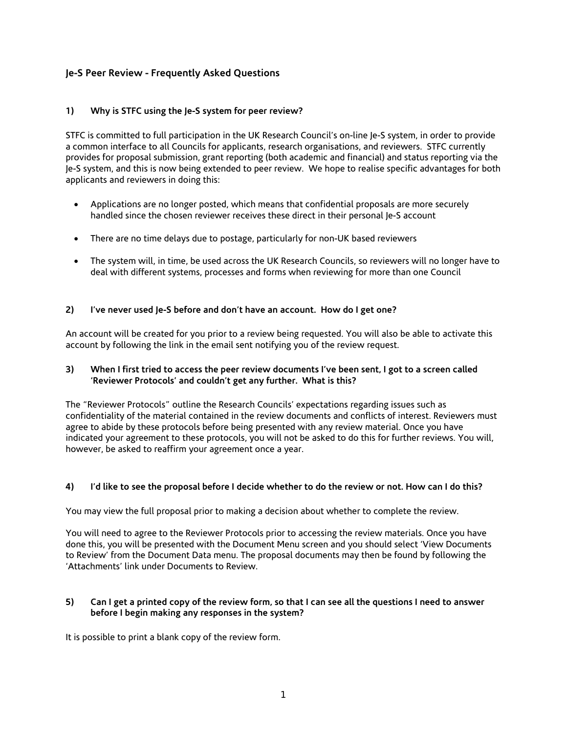## Je-S Peer Review - Frequently Asked Questions

### 1) Why is STFC using the Je-S system for peer review?

STFC is committed to full participation in the UK Research Council's on-line Je-S system, in order to provide a common interface to all Councils for applicants, research organisations, and reviewers. STFC currently provides for proposal submission, grant reporting (both academic and financial) and status reporting via the Je-S system, and this is now being extended to peer review. We hope to realise specific advantages for both applicants and reviewers in doing this:

- Applications are no longer posted, which means that confidential proposals are more securely handled since the chosen reviewer receives these direct in their personal Je-S account
- There are no time delays due to postage, particularly for non-UK based reviewers
- The system will, in time, be used across the UK Research Councils, so reviewers will no longer have to deal with different systems, processes and forms when reviewing for more than one Council

### 2) I've never used Je-S before and don't have an account. How do I get one?

An account will be created for you prior to a review being requested. You will also be able to activate this account by following the link in the email sent notifying you of the review request.

### 3) When I first tried to access the peer review documents I've been sent, I got to a screen called 'Reviewer Protocols' and couldn't get any further. What is this?

The "Reviewer Protocols" outline the Research Councils' expectations regarding issues such as confidentiality of the material contained in the review documents and conflicts of interest. Reviewers must agree to abide by these protocols before being presented with any review material. Once you have indicated your agreement to these protocols, you will not be asked to do this for further reviews. You will, however, be asked to reaffirm your agreement once a year.

### 4) I'd like to see the proposal before I decide whether to do the review or not. How can I do this?

You may view the full proposal prior to making a decision about whether to complete the review.

You will need to agree to the Reviewer Protocols prior to accessing the review materials. Once you have done this, you will be presented with the Document Menu screen and you should select 'View Documents to Review' from the Document Data menu. The proposal documents may then be found by following the 'Attachments' link under Documents to Review.

### 5) Can I get a printed copy of the review form, so that I can see all the questions I need to answer before I begin making any responses in the system?

It is possible to print a blank copy of the review form.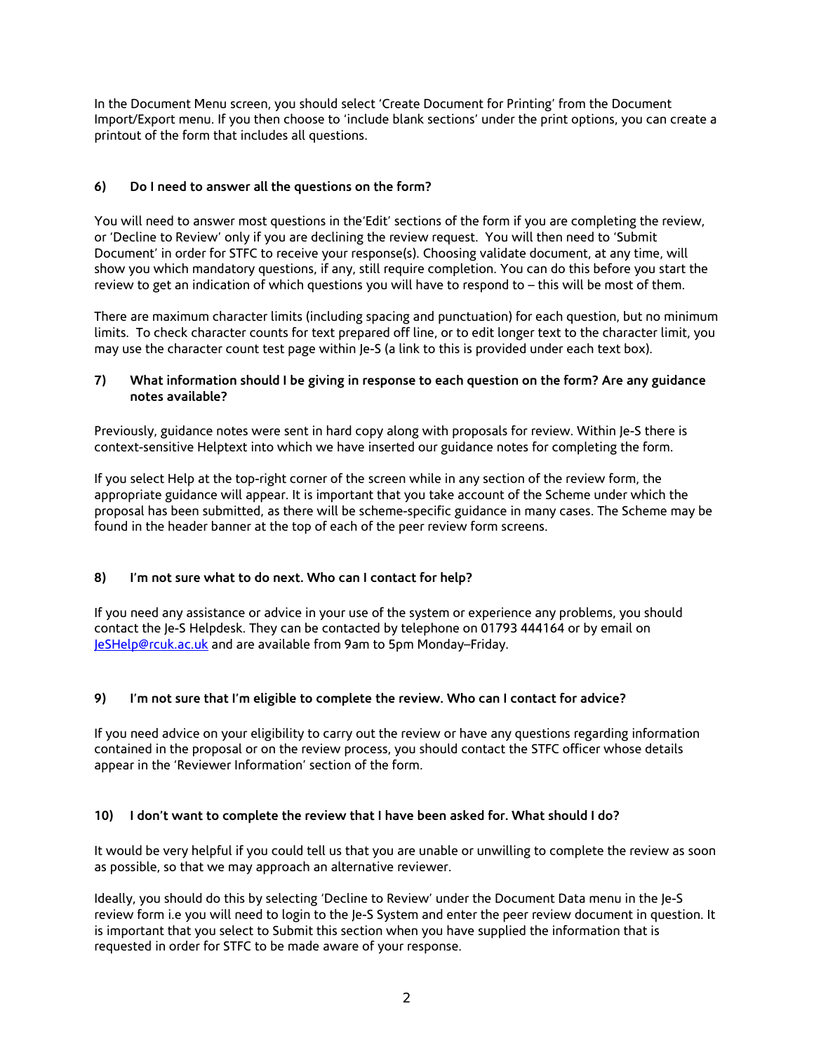In the Document Menu screen, you should select 'Create Document for Printing' from the Document Import/Export menu. If you then choose to 'include blank sections' under the print options, you can create a printout of the form that includes all questions.

### 6) Do I need to answer all the questions on the form?

You will need to answer most questions in the'Edit' sections of the form if you are completing the review, or 'Decline to Review' only if you are declining the review request. You will then need to 'Submit Document' in order for STFC to receive your response(s). Choosing validate document, at any time, will show you which mandatory questions, if any, still require completion. You can do this before you start the review to get an indication of which questions you will have to respond to – this will be most of them.

There are maximum character limits (including spacing and punctuation) for each question, but no minimum limits. To check character counts for text prepared off line, or to edit longer text to the character limit, you may use the character count test page within Je-S (a link to this is provided under each text box).

### 7) What information should I be giving in response to each question on the form? Are any guidance notes available?

Previously, guidance notes were sent in hard copy along with proposals for review. Within Je-S there is context-sensitive Helptext into which we have inserted our guidance notes for completing the form.

If you select Help at the top-right corner of the screen while in any section of the review form, the appropriate guidance will appear. It is important that you take account of the Scheme under which the proposal has been submitted, as there will be scheme-specific guidance in many cases. The Scheme may be found in the header banner at the top of each of the peer review form screens.

### 8) I'm not sure what to do next. Who can I contact for help?

If you need any assistance or advice in your use of the system or experience any problems, you should contact the Je-S Helpdesk. They can be contacted by telephone on 01793 444164 or by email on [JeSHelp@rcuk.ac.uk](mailto:JeSHelp@rcuk.ac.uk) and are available from 9am to 5pm Monday–Friday.

### 9) I'm not sure that I'm eligible to complete the review. Who can I contact for advice?

If you need advice on your eligibility to carry out the review or have any questions regarding information contained in the proposal or on the review process, you should contact the STFC officer whose details appear in the 'Reviewer Information' section of the form.

### 10) I don't want to complete the review that I have been asked for. What should I do?

It would be very helpful if you could tell us that you are unable or unwilling to complete the review as soon as possible, so that we may approach an alternative reviewer.

Ideally, you should do this by selecting 'Decline to Review' under the Document Data menu in the Je-S review form i.e you will need to login to the Je-S System and enter the peer review document in question. It is important that you select to Submit this section when you have supplied the information that is requested in order for STFC to be made aware of your response.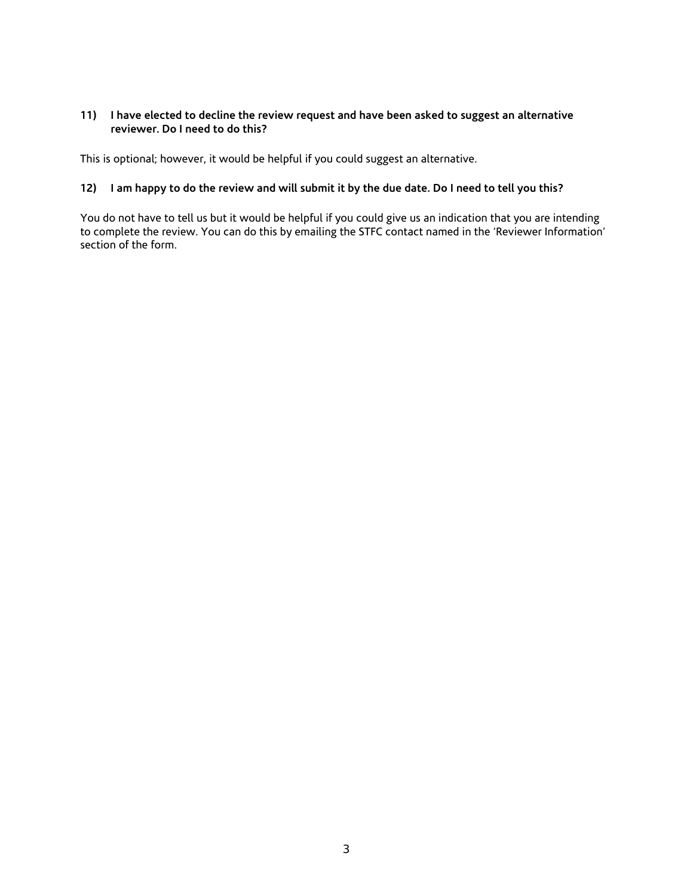**11) I have elected to decline the review request and have been asked to suggest an alternative reviewer. Do I need to do this?**

This is optional; however, it would be helpful if you could suggest an alternative.

**12) I am happy to do the review and will submit it by the due date. Do I need to tell you this?**

You do not have to tell us but it would be helpful if you could give us an indication that you are intending to complete the review. You can do this by emailing the STFC contact named in the 'Reviewer Information' section of the form.